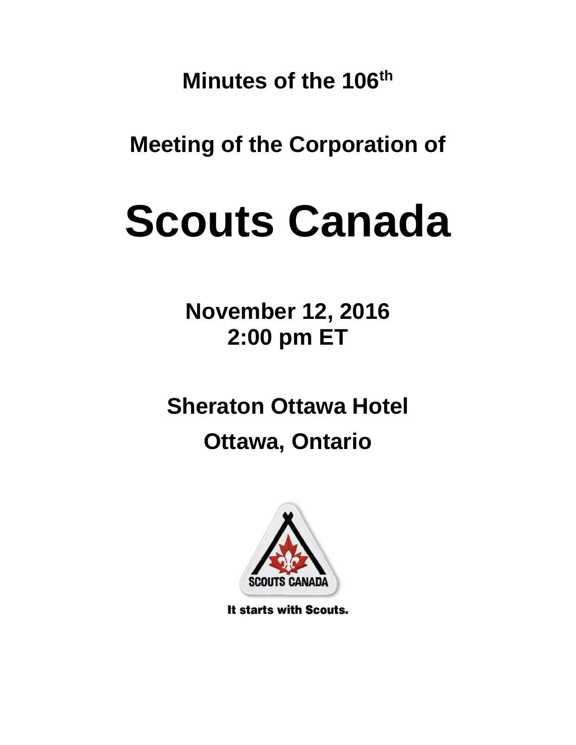**Minutes of the 106th**

**Meeting of the Corporation of**

# Scouts Canada

**November 12, 2016**
**2:00 pm ET**

**Sheraton Ottawa Hotel**

**Ottawa, Ontario**

SCOUTS CANADA

It starts with Scouts.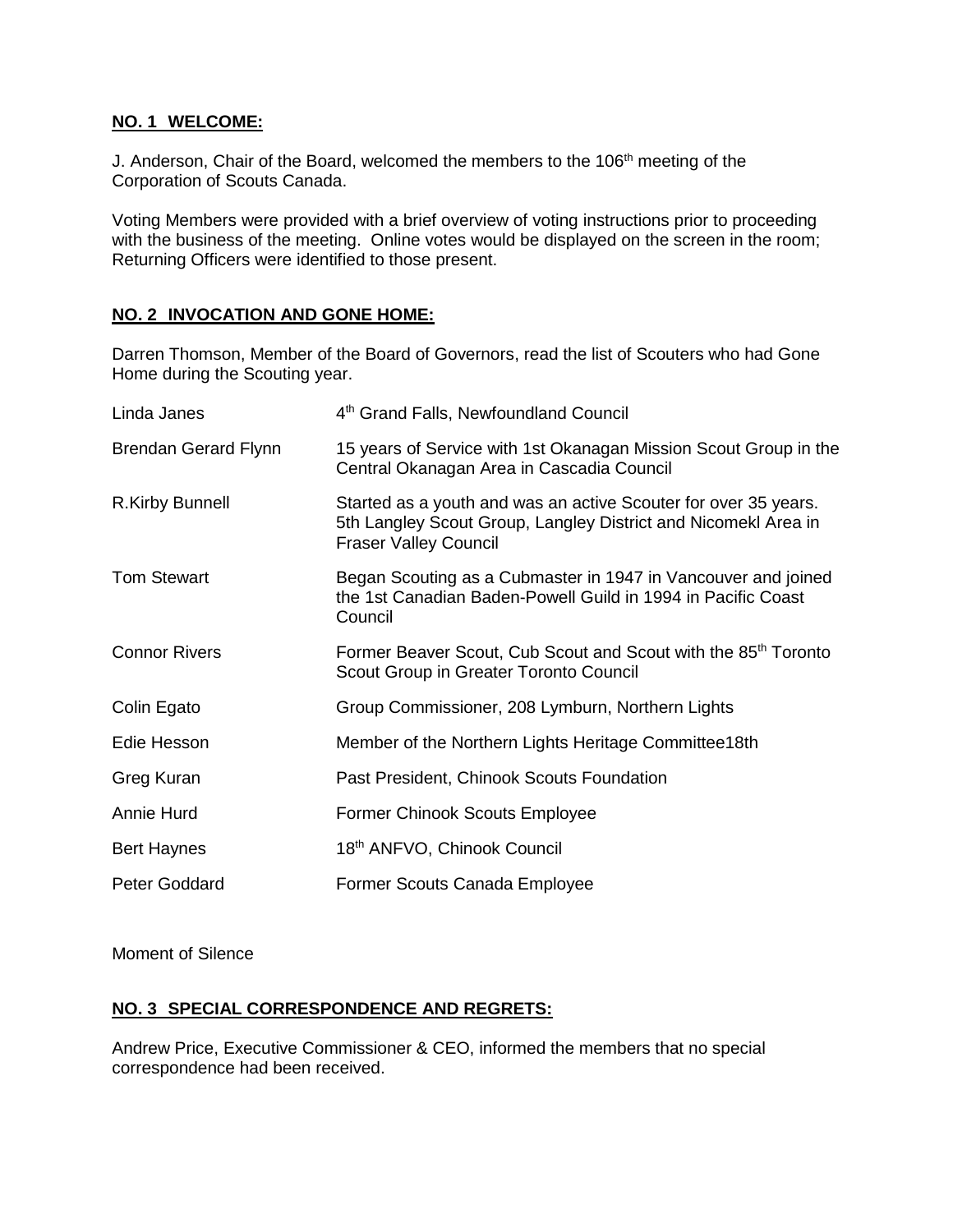**NO. 1 WELCOME:**

J. Anderson, Chair of the Board, welcomed the members to the 106th meeting of the Corporation of Scouts Canada.

Voting Members were provided with a brief overview of voting instructions prior to proceeding with the business of the meeting. Online votes would be displayed on the screen in the room; Returning Officers were identified to those present.

**NO. 2 INVOCATION AND GONE HOME:**

Darren Thomson, Member of the Board of Governors, read the list of Scouters who had Gone Home during the Scouting year.

| | |
|---|---|
| Linda Janes | 4th Grand Falls, Newfoundland Council |
| Brendan Gerard Flynn | 15 years of Service with 1st Okanagan Mission Scout Group in the Central Okanagan Area in Cascadia Council |
| R.Kirby Bunnell | Started as a youth and was an active Scouter for over 35 years. 5th Langley Scout Group, Langley District and Nicomekl Area in Fraser Valley Council |
| Tom Stewart | Began Scouting as a Cubmaster in 1947 in Vancouver and joined the 1st Canadian Baden-Powell Guild in 1994 in Pacific Coast Council |
| Connor Rivers | Former Beaver Scout, Cub Scout and Scout with the 85th Toronto Scout Group in Greater Toronto Council |
| Colin Egato | Group Commissioner, 208 Lymburn, Northern Lights |
| Edie Hesson | Member of the Northern Lights Heritage Committee18th |
| Greg Kuran | Past President, Chinook Scouts Foundation |
| Annie Hurd | Former Chinook Scouts Employee |
| Bert Haynes | 18th ANFVO, Chinook Council |
| Peter Goddard | Former Scouts Canada Employee |

Moment of Silence

**NO. 3 SPECIAL CORRESPONDENCE AND REGRETS:**

Andrew Price, Executive Commissioner & CEO, informed the members that no special correspondence had been received.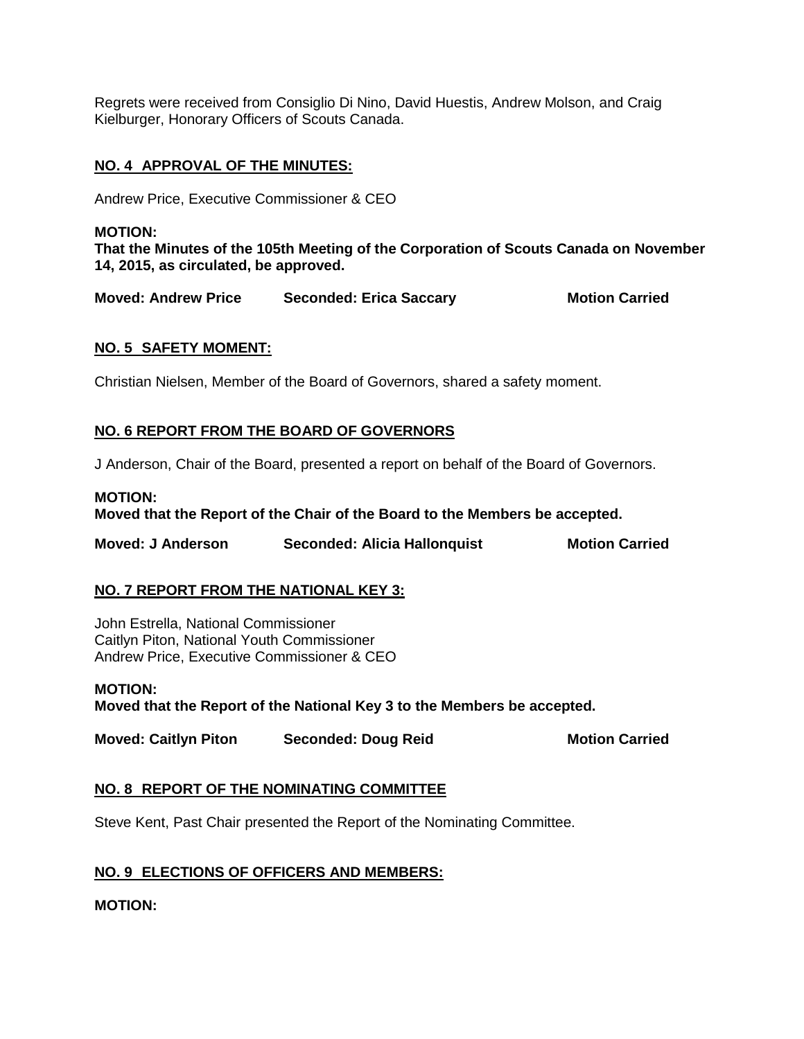Regrets were received from Consiglio Di Nino, David Huestis, Andrew Molson, and Craig Kielburger, Honorary Officers of Scouts Canada.

## NO. 4 APPROVAL OF THE MINUTES:

Andrew Price, Executive Commissioner & CEO

**MOTION:**
**That the Minutes of the 105th Meeting of the Corporation of Scouts Canada on November 14, 2015, as circulated, be approved.**

**Moved: Andrew Price** **Seconded: Erica Saccary** **Motion Carried**

## NO. 5 SAFETY MOMENT:

Christian Nielsen, Member of the Board of Governors, shared a safety moment.

## NO. 6 REPORT FROM THE BOARD OF GOVERNORS

J Anderson, Chair of the Board, presented a report on behalf of the Board of Governors.

**MOTION:**
**Moved that the Report of the Chair of the Board to the Members be accepted.**

**Moved: J Anderson** **Seconded: Alicia Hallonquist** **Motion Carried**

## NO. 7 REPORT FROM THE NATIONAL KEY 3:

John Estrella, National Commissioner
Caitlyn Piton, National Youth Commissioner
Andrew Price, Executive Commissioner & CEO

**MOTION:**
**Moved that the Report of the National Key 3 to the Members be accepted.**

**Moved: Caitlyn Piton** **Seconded: Doug Reid** **Motion Carried**

## NO. 8 REPORT OF THE NOMINATING COMMITTEE

Steve Kent, Past Chair presented the Report of the Nominating Committee.

## NO. 9 ELECTIONS OF OFFICERS AND MEMBERS:

**MOTION:**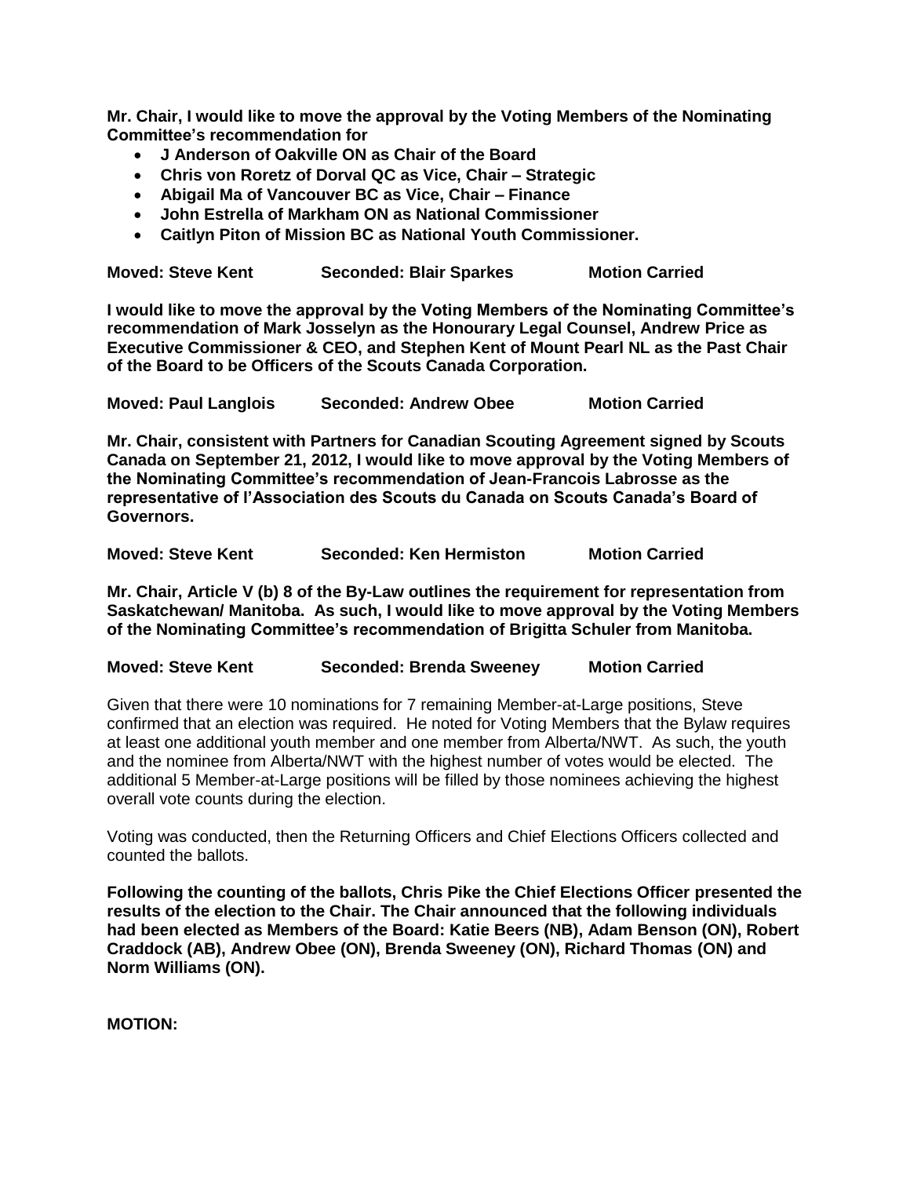**Mr. Chair, I would like to move the approval by the Voting Members of the Nominating Committee's recommendation for**

- **J Anderson of Oakville ON as Chair of the Board**
- **Chris von Roretz of Dorval QC as Vice, Chair – Strategic**
- **Abigail Ma of Vancouver BC as Vice, Chair – Finance**
- **John Estrella of Markham ON as National Commissioner**
- **Caitlyn Piton of Mission BC as National Youth Commissioner.**

**Moved: Steve Kent Seconded: Blair Sparkes Motion Carried**

**I would like to move the approval by the Voting Members of the Nominating Committee's recommendation of Mark Josselyn as the Honourary Legal Counsel, Andrew Price as Executive Commissioner & CEO, and Stephen Kent of Mount Pearl NL as the Past Chair of the Board to be Officers of the Scouts Canada Corporation.**

**Moved: Paul Langlois Seconded: Andrew Obee Motion Carried**

**Mr. Chair, consistent with Partners for Canadian Scouting Agreement signed by Scouts Canada on September 21, 2012, I would like to move approval by the Voting Members of the Nominating Committee's recommendation of Jean-Francois Labrosse as the representative of l'Association des Scouts du Canada on Scouts Canada's Board of Governors.**

**Moved: Steve Kent Seconded: Ken Hermiston Motion Carried**

**Mr. Chair, Article V (b) 8 of the By-Law outlines the requirement for representation from Saskatchewan/ Manitoba. As such, I would like to move approval by the Voting Members of the Nominating Committee's recommendation of Brigitta Schuler from Manitoba.**

**Moved: Steve Kent Seconded: Brenda Sweeney Motion Carried**

Given that there were 10 nominations for 7 remaining Member-at-Large positions, Steve confirmed that an election was required. He noted for Voting Members that the Bylaw requires at least one additional youth member and one member from Alberta/NWT. As such, the youth and the nominee from Alberta/NWT with the highest number of votes would be elected. The additional 5 Member-at-Large positions will be filled by those nominees achieving the highest overall vote counts during the election.

Voting was conducted, then the Returning Officers and Chief Elections Officers collected and counted the ballots.

**Following the counting of the ballots, Chris Pike the Chief Elections Officer presented the results of the election to the Chair. The Chair announced that the following individuals had been elected as Members of the Board: Katie Beers (NB), Adam Benson (ON), Robert Craddock (AB), Andrew Obee (ON), Brenda Sweeney (ON), Richard Thomas (ON) and Norm Williams (ON).**

**MOTION:**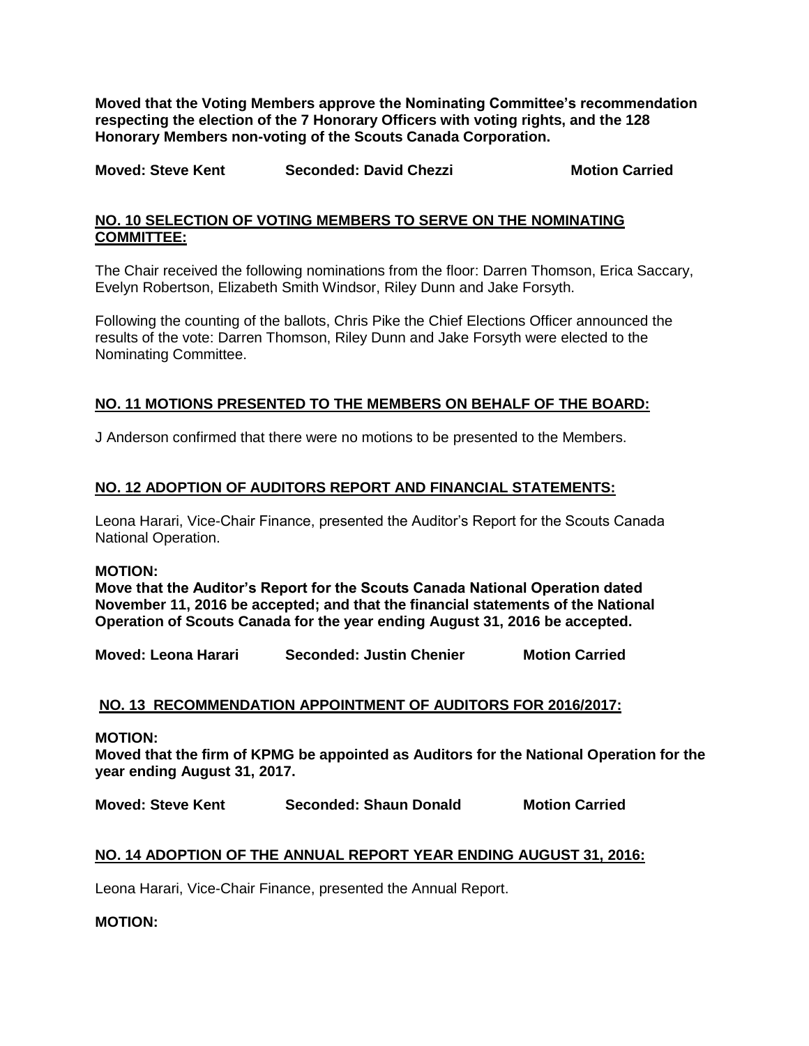**Moved that the Voting Members approve the Nominating Committee's recommendation respecting the election of the 7 Honorary Officers with voting rights, and the 128 Honorary Members non-voting of the Scouts Canada Corporation.**

**Moved: Steve Kent Seconded: David Chezzi Motion Carried**

## NO. 10 SELECTION OF VOTING MEMBERS TO SERVE ON THE NOMINATING COMMITTEE:

The Chair received the following nominations from the floor: Darren Thomson, Erica Saccary, Evelyn Robertson, Elizabeth Smith Windsor, Riley Dunn and Jake Forsyth.

Following the counting of the ballots, Chris Pike the Chief Elections Officer announced the results of the vote: Darren Thomson, Riley Dunn and Jake Forsyth were elected to the Nominating Committee.

## NO. 11 MOTIONS PRESENTED TO THE MEMBERS ON BEHALF OF THE BOARD:

J Anderson confirmed that there were no motions to be presented to the Members.

## NO. 12 ADOPTION OF AUDITORS REPORT AND FINANCIAL STATEMENTS:

Leona Harari, Vice-Chair Finance, presented the Auditor's Report for the Scouts Canada National Operation.

**MOTION:**
**Move that the Auditor's Report for the Scouts Canada National Operation dated November 11, 2016 be accepted; and that the financial statements of the National Operation of Scouts Canada for the year ending August 31, 2016 be accepted.**

**Moved: Leona Harari Seconded: Justin Chenier Motion Carried**

## NO. 13 RECOMMENDATION APPOINTMENT OF AUDITORS FOR 2016/2017:

**MOTION:**
**Moved that the firm of KPMG be appointed as Auditors for the National Operation for the year ending August 31, 2017.**

**Moved: Steve Kent Seconded: Shaun Donald Motion Carried**

## NO. 14 ADOPTION OF THE ANNUAL REPORT YEAR ENDING AUGUST 31, 2016:

Leona Harari, Vice-Chair Finance, presented the Annual Report.

**MOTION:**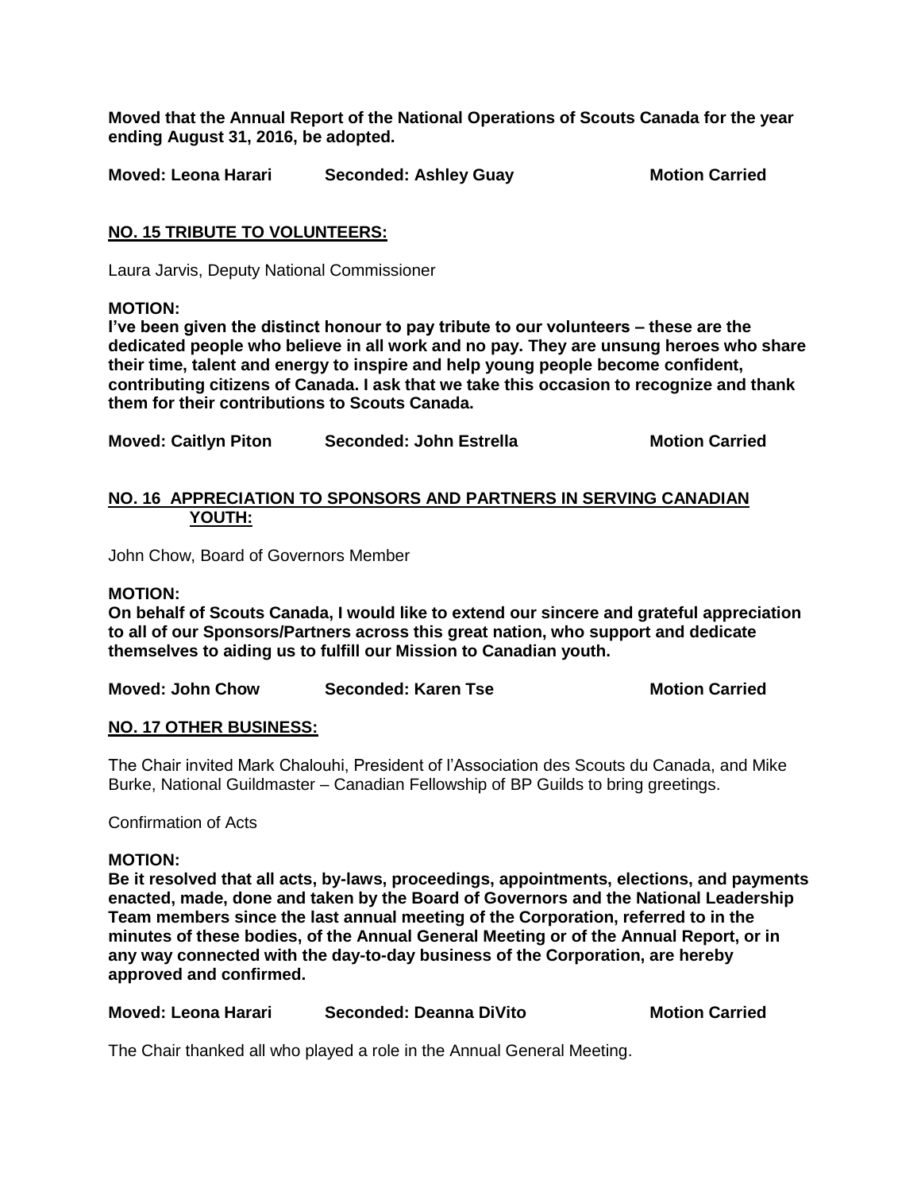**Moved that the Annual Report of the National Operations of Scouts Canada for the year ending August 31, 2016, be adopted.**

**Moved: Leona Harari** **Seconded: Ashley Guay** **Motion Carried**

## NO. 15 TRIBUTE TO VOLUNTEERS:

Laura Jarvis, Deputy National Commissioner

**MOTION:**
**I've been given the distinct honour to pay tribute to our volunteers – these are the dedicated people who believe in all work and no pay. They are unsung heroes who share their time, talent and energy to inspire and help young people become confident, contributing citizens of Canada. I ask that we take this occasion to recognize and thank them for their contributions to Scouts Canada.**

**Moved: Caitlyn Piton** **Seconded: John Estrella** **Motion Carried**

## NO. 16 APPRECIATION TO SPONSORS AND PARTNERS IN SERVING CANADIAN YOUTH:

John Chow, Board of Governors Member

**MOTION:**
**On behalf of Scouts Canada, I would like to extend our sincere and grateful appreciation to all of our Sponsors/Partners across this great nation, who support and dedicate themselves to aiding us to fulfill our Mission to Canadian youth.**

**Moved: John Chow** **Seconded: Karen Tse** **Motion Carried**

## NO. 17 OTHER BUSINESS:

The Chair invited Mark Chalouhi, President of l'Association des Scouts du Canada, and Mike Burke, National Guildmaster – Canadian Fellowship of BP Guilds to bring greetings.

Confirmation of Acts

**MOTION:**
**Be it resolved that all acts, by-laws, proceedings, appointments, elections, and payments enacted, made, done and taken by the Board of Governors and the National Leadership Team members since the last annual meeting of the Corporation, referred to in the minutes of these bodies, of the Annual General Meeting or of the Annual Report, or in any way connected with the day-to-day business of the Corporation, are hereby approved and confirmed.**

**Moved: Leona Harari** **Seconded: Deanna DiVito** **Motion Carried**

The Chair thanked all who played a role in the Annual General Meeting.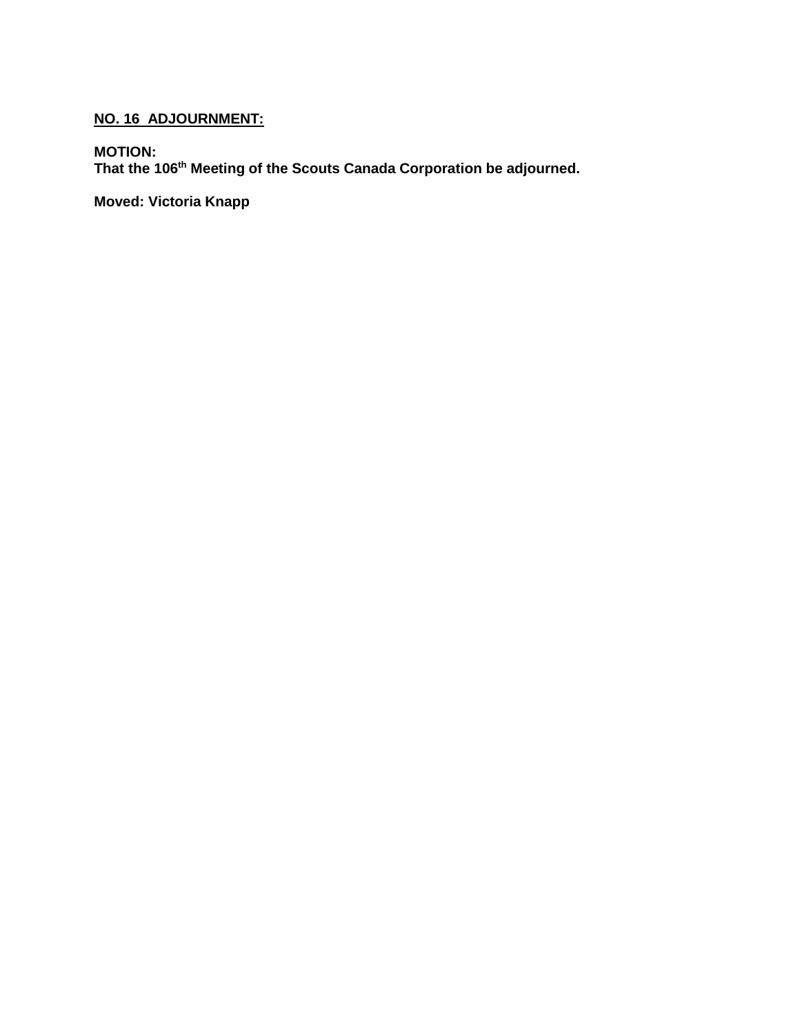**NO. 16 ADJOURNMENT:**

**MOTION:**
**That the 106th Meeting of the Scouts Canada Corporation be adjourned.**

**Moved: Victoria Knapp**